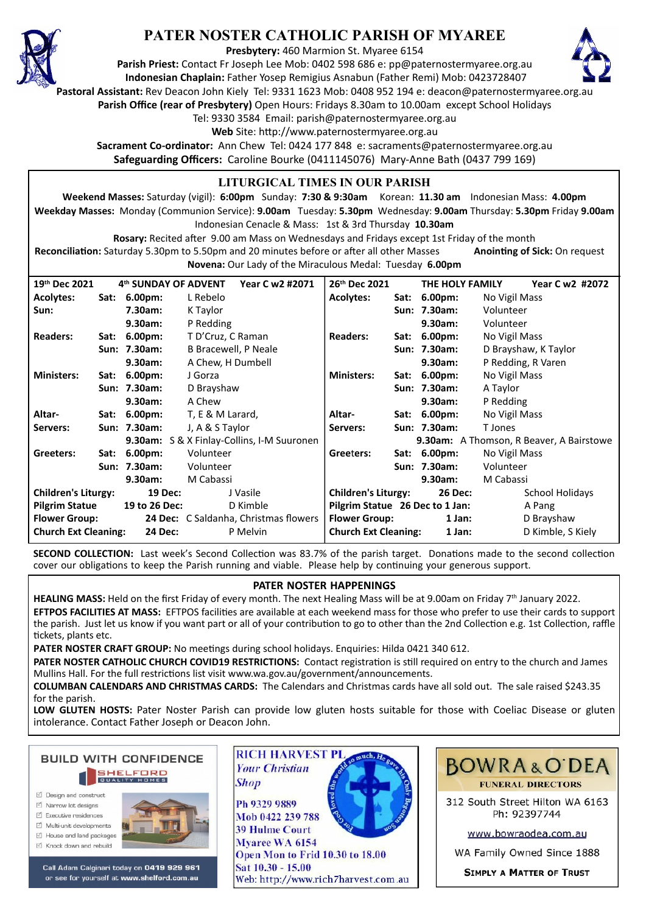# PATER NOSTER CATHOLIC PARISH OF MYAREE

**Presbytery:** 460 Marmion St. Myaree 6154
**Parish Priest:** Contact Fr Joseph Lee Mob: 0402 598 686 e: pp@paternostermyaree.org.au
**Indonesian Chaplain:** Father Yosep Remigius Asnabun (Father Remi) Mob: 0423728407
**Pastoral Assistant:** Rev Deacon John Kiely Tel: 9331 1623 Mob: 0408 952 194 e: deacon@paternostermyaree.org.au
**Parish Office (rear of Presbytery)** Open Hours: Fridays 8.30am to 10.00am except School Holidays
Tel: 9330 3584 Email: parish@paternostermyaree.org.au
**Web** Site: http://www.paternostermyaree.org.au
**Sacrament Co-ordinator:** Ann Chew Tel: 0424 177 848 e: sacraments@paternostermyaree.org.au
**Safeguarding Officers:** Caroline Bourke (0411145076) Mary-Anne Bath (0437 799 169)

## LITURGICAL TIMES IN OUR PARISH

**Weekend Masses:** Saturday (vigil): **6:00pm** Sunday: **7:30 & 9:30am** Korean: **11.30 am** Indonesian Mass: **4.00pm**
**Weekday Masses:** Monday (Communion Service): **9.00am** Tuesday: **5.30pm** Wednesday: **9.00am** Thursday: **5.30pm** Friday **9.00am**
Indonesian Cenacle & Mass: 1st & 3rd Thursday **10.30am**
**Rosary:** Recited after 9.00 am Mass on Wednesdays and Fridays except 1st Friday of the month
**Reconciliation:** Saturday 5.30pm to 5.50pm and 20 minutes before or after all other Masses **Anointing of Sick:** On request
**Novena:** Our Lady of the Miraculous Medal: Tuesday **6.00pm**

| 19th Dec 2021 | | 4th SUNDAY OF ADVENT | Year C w2 #2071 |
|---|---|---|---|
| **Acolytes:** | **Sat:** | **6.00pm:** | L Rebelo |
| **Sun:** | | **7.30am:** | K Taylor |
| | | **9.30am:** | P Redding |
| **Readers:** | **Sat:** | **6.00pm:** | T D'Cruz, C Raman |
| | **Sun:** | **7.30am:** | B Bracewell, P Neale |
| | | **9.30am:** | A Chew, H Dumbell |
| **Ministers:** | **Sat:** | **6.00pm:** | J Gorza |
| | **Sun:** | **7.30am:** | D Brayshaw |
| | | **9.30am:** | A Chew |
| **Altar-Servers:** | **Sat:** | **6.00pm:** | T, E & M Larard, |
| | **Sun:** | **7.30am:** | J, A & S Taylor |
| | | **9.30am:** | S & X Finlay-Collins, I-M Suuronen |
| **Greeters:** | **Sat:** | **6.00pm:** | Volunteer |
| | **Sun:** | **7.30am:** | Volunteer |
| | | **9.30am:** | M Cabassi |
| **Children's Liturgy:** | | **19 Dec:** | J Vasile |
| **Pilgrim Statue** | | **19 to 26 Dec:** | D Kimble |
| **Flower Group:** | | **24 Dec:** | C Saldanha, Christmas flowers |
| **Church Ext Cleaning:** | | **24 Dec:** | P Melvin |

| 26th Dec 2021 | | THE HOLY FAMILY | Year C w2 #2072 |
|---|---|---|---|
| **Acolytes:** | **Sat:** | **6.00pm:** | No Vigil Mass |
| | **Sun:** | **7.30am:** | Volunteer |
| | | **9.30am:** | Volunteer |
| **Readers:** | **Sat:** | **6.00pm:** | No Vigil Mass |
| | **Sun:** | **7.30am:** | D Brayshaw, K Taylor |
| | | **9.30am:** | P Redding, R Varen |
| **Ministers:** | **Sat:** | **6.00pm:** | No Vigil Mass |
| | **Sun:** | **7.30am:** | A Taylor |
| | | **9.30am:** | P Redding |
| **Altar-Servers:** | **Sat:** | **6.00pm:** | No Vigil Mass |
| | **Sun:** | **7.30am:** | T Jones |
| | | **9.30am:** | A Thomson, R Beaver, A Bairstowe |
| **Greeters:** | **Sat:** | **6.00pm:** | No Vigil Mass |
| | **Sun:** | **7.30am:** | Volunteer |
| | | **9.30am:** | M Cabassi |
| **Children's Liturgy:** | | **26 Dec:** | School Holidays |
| **Pilgrim Statue** | | **26 Dec to 1 Jan:** | A Pang |
| **Flower Group:** | | **1 Jan:** | D Brayshaw |
| **Church Ext Cleaning:** | | **1 Jan:** | D Kimble, S Kiely |

**SECOND COLLECTION:** Last week's Second Collection was 83.7% of the parish target. Donations made to the second collection cover our obligations to keep the Parish running and viable. Please help by continuing your generous support.

## PATER NOSTER HAPPENINGS

**HEALING MASS:** Held on the first Friday of every month. The next Healing Mass will be at 9.00am on Friday 7th January 2022.

**EFTPOS FACILITIES AT MASS:** EFTPOS facilities are available at each weekend mass for those who prefer to use their cards to support the parish. Just let us know if you want part or all of your contribution to go to other than the 2nd Collection e.g. 1st Collection, raffle tickets, plants etc.

**PATER NOSTER CRAFT GROUP:** No meetings during school holidays. Enquiries: Hilda 0421 340 612.

**PATER NOSTER CATHOLIC CHURCH COVID19 RESTRICTIONS:** Contact registration is still required on entry to the church and James Mullins Hall. For the full restrictions list visit www.wa.gov.au/government/announcements.

**COLUMBAN CALENDARS AND CHRISTMAS CARDS:** The Calendars and Christmas cards have all sold out. The sale raised $243.35 for the parish.

**LOW GLUTEN HOSTS:** Pater Noster Parish can provide low gluten hosts suitable for those with Coeliac Disease or gluten intolerance. Contact Father Joseph or Deacon John.

---

**BUILD WITH CONFIDENCE**
SHELFORD QUALITY HOMES
- Design and construct
- Narrow lot designs
- Executive residences
- Multi-unit developments
- House and land packages
- Knock down and rebuild

Call Adam Calginari today on **0419 929 961** or see for yourself at **www.shelford.com.au**

**RICH HARVEST PL**
*Your Christian Shop*
Ph 9329 9889
Mob 0422 239 788
39 Hulme Court
Myaree WA 6154
Open Mon to Frid 10.30 to 18.00
Sat 10.30 - 15.00
Web: http://www.rich7harvest.com.au

**BOWRA & O'DEA**
**FUNERAL DIRECTORS**
312 South Street Hilton WA 6163
Ph: 92397744
www.bowraodea.com.au
WA Family Owned Since 1888
**SIMPLY A MATTER OF TRUST**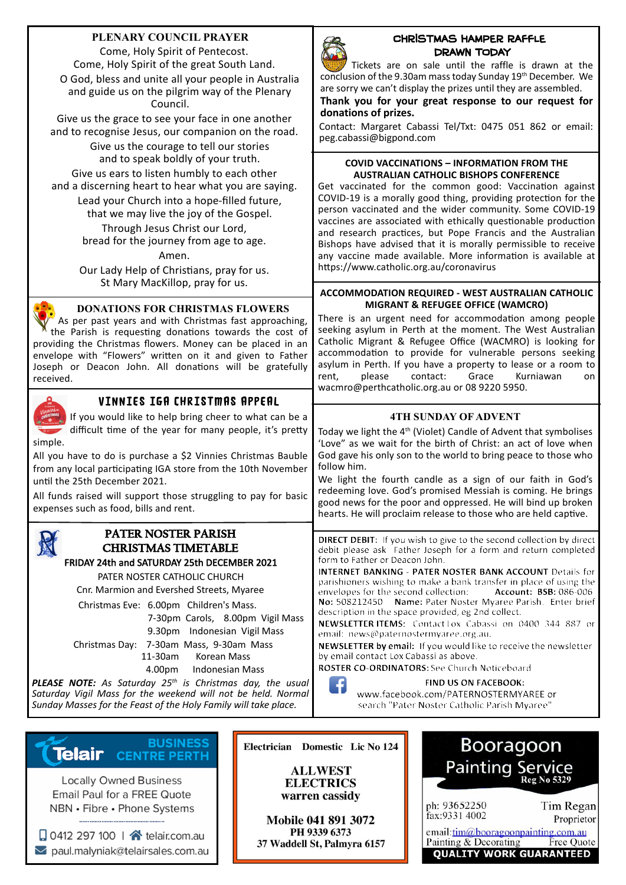## PLENARY COUNCIL PRAYER

Come, Holy Spirit of Pentecost.
Come, Holy Spirit of the great South Land.
O God, bless and unite all your people in Australia and guide us on the pilgrim way of the Plenary Council.
Give us the grace to see your face in one another and to recognise Jesus, our companion on the road.
Give us the courage to tell our stories and to speak boldly of your truth.
Give us ears to listen humbly to each other and a discerning heart to hear what you are saying.
Lead your Church into a hope-filled future, that we may live the joy of the Gospel.
Through Jesus Christ our Lord, bread for the journey from age to age.
Amen.
Our Lady Help of Christians, pray for us.
St Mary MacKillop, pray for us.

## DONATIONS FOR CHRISTMAS FLOWERS

As per past years and with Christmas fast approaching, the Parish is requesting donations towards the cost of providing the Christmas flowers. Money can be placed in an envelope with "Flowers" written on it and given to Father Joseph or Deacon John. All donations will be gratefully received.

## VINNIES IGA CHRISTMAS APPEAL

If you would like to help bring cheer to what can be a difficult time of the year for many people, it's pretty simple.

All you have to do is purchase a $2 Vinnies Christmas Bauble from any local participating IGA store from the 10th November until the 25th December 2021.

All funds raised will support those struggling to pay for basic expenses such as food, bills and rent.

## PATER NOSTER PARISH CHRISTMAS TIMETABLE

**FRIDAY 24th and SATURDAY 25th DECEMBER 2021**

PATER NOSTER CATHOLIC CHURCH
Cnr. Marmion and Evershed Streets, Myaree

Christmas Eve: 6.00pm Children's Mass.
7-30pm Carols, 8.00pm Vigil Mass
9.30pm Indonesian Vigil Mass

Christmas Day: 7-30am Mass, 9-30am Mass
11-30am Korean Mass
4.00pm Indonesian Mass

***PLEASE NOTE:*** *As Saturday 25th is Christmas day, the usual Saturday Vigil Mass for the weekend will not be held. Normal Sunday Masses for the Feast of the Holy Family will take place.*

## CHRISTMAS HAMPER RAFFLE DRAWN TODAY

Tickets are on sale until the raffle is drawn at the conclusion of the 9.30am mass today Sunday 19th December. We are sorry we can't display the prizes until they are assembled.

**Thank you for your great response to our request for donations of prizes.**

Contact: Margaret Cabassi Tel/Txt: 0475 051 862 or email: peg.cabassi@bigpond.com

## COVID VACCINATIONS – INFORMATION FROM THE AUSTRALIAN CATHOLIC BISHOPS CONFERENCE

Get vaccinated for the common good: Vaccination against COVID-19 is a morally good thing, providing protection for the person vaccinated and the wider community. Some COVID-19 vaccines are associated with ethically questionable production and research practices, but Pope Francis and the Australian Bishops have advised that it is morally permissible to receive any vaccine made available. More information is available at https://www.catholic.org.au/coronavirus

## ACCOMMODATION REQUIRED - WEST AUSTRALIAN CATHOLIC MIGRANT & REFUGEE OFFICE (WAMCRO)

There is an urgent need for accommodation among people seeking asylum in Perth at the moment. The West Australian Catholic Migrant & Refugee Office (WACMRO) is looking for accommodation to provide for vulnerable persons seeking asylum in Perth. If you have a property to lease or a room to rent, please contact: Grace Kurniawan on wacmro@perthcatholic.org.au or 08 9220 5950.

## 4TH SUNDAY OF ADVENT

Today we light the 4th (Violet) Candle of Advent that symbolises 'Love" as we wait for the birth of Christ: an act of love when God gave his only son to the world to bring peace to those who follow him.

We light the fourth candle as a sign of our faith in God's redeeming love. God's promised Messiah is coming. He brings good news for the poor and oppressed. He will bind up broken hearts. He will proclaim release to those who are held captive.

**DIRECT DEBIT**: If you wish to give to the second collection by direct debit please ask Father Joseph for a form and return completed form to Father or Deacon John.

**INTERNET BANKING - PATER NOSTER BANK ACCOUNT** Details for parishioners wishing to make a bank transfer in place of using the envelopes for the second collection: **Account: BSB:** 086-006 **No:** 508212450 **Name:** Pater Noster Myaree Parish. Enter brief description in the space provided, eg 2nd collect.

**NEWSLETTER ITEMS:** Contact Lox Cabassi on 0400 344 887 or email: news@paternostermyaree.org.au.

**NEWSLETTER by email:** If you would like to receive the newsletter by email contact Lox Cabassi as above.

**ROSTER CO-ORDINATORS:** See Church Noticeboard

**FIND US ON FACEBOOK:**
www.facebook.com/PATERNOSTERMYAREE or search "Pater Noster Catholic Parish Myaree"

---

**Telair BUSINESS CENTRE PERTH**
Locally Owned Business
Email Paul for a FREE Quote
NBN • Fibre • Phone Systems
0412 297 100 | telair.com.au
paul.malyniak@telairsales.com.au

---

**Electrician Domestic Lic No 124**
**ALLWEST ELECTRICS**
**warren cassidy**
**Mobile 041 891 3072**
**PH 9339 6373**
**37 Waddell St, Palmyra 6157**

---

**Booragoon Painting Service**
**Reg No 5329**
ph: 93652250
fax:9331 4002
Tim Regan
Proprietor
email: tim@booragoonpainting.com.au
Painting & Decorating Free Quote
**QUALITY WORK GUARANTEED**